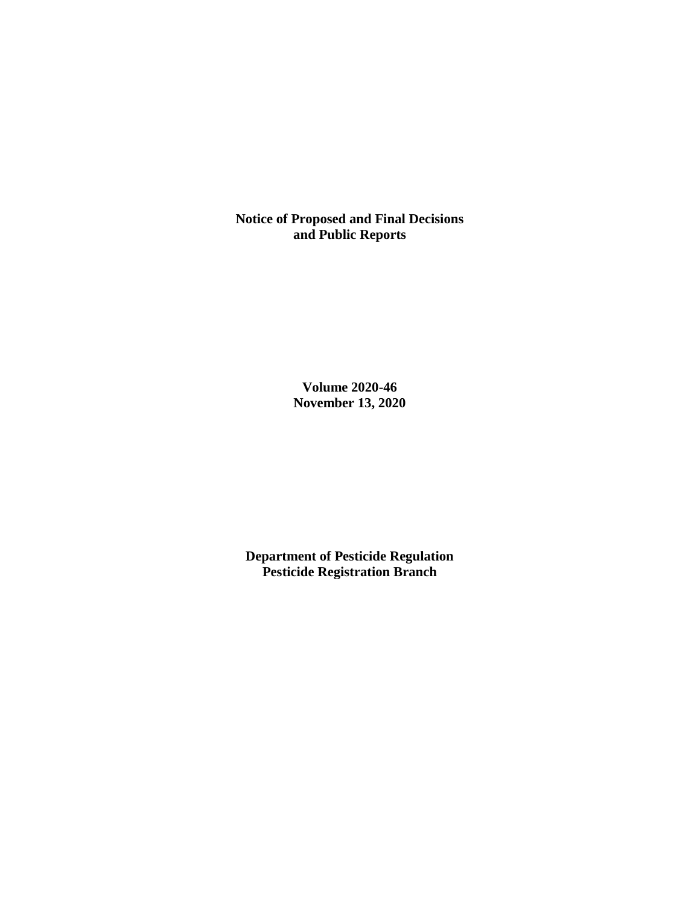**Notice of Proposed and Final Decisions and Public Reports**

**Volume 2020-46**
**November 13, 2020**

**Department of Pesticide Regulation**
**Pesticide Registration Branch**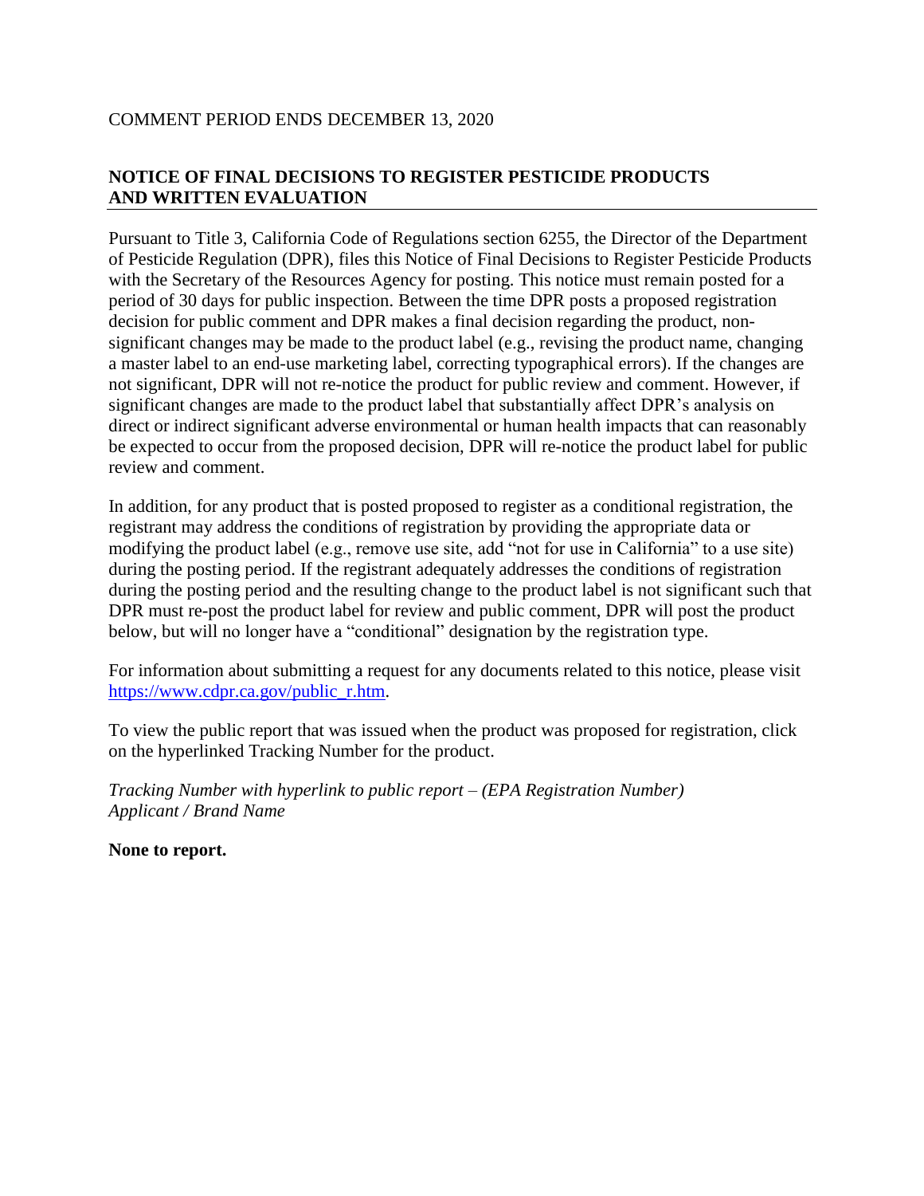COMMENT PERIOD ENDS DECEMBER 13, 2020

## NOTICE OF FINAL DECISIONS TO REGISTER PESTICIDE PRODUCTS AND WRITTEN EVALUATION

Pursuant to Title 3, California Code of Regulations section 6255, the Director of the Department of Pesticide Regulation (DPR), files this Notice of Final Decisions to Register Pesticide Products with the Secretary of the Resources Agency for posting. This notice must remain posted for a period of 30 days for public inspection. Between the time DPR posts a proposed registration decision for public comment and DPR makes a final decision regarding the product, non-significant changes may be made to the product label (e.g., revising the product name, changing a master label to an end-use marketing label, correcting typographical errors). If the changes are not significant, DPR will not re-notice the product for public review and comment. However, if significant changes are made to the product label that substantially affect DPR's analysis on direct or indirect significant adverse environmental or human health impacts that can reasonably be expected to occur from the proposed decision, DPR will re-notice the product label for public review and comment.

In addition, for any product that is posted proposed to register as a conditional registration, the registrant may address the conditions of registration by providing the appropriate data or modifying the product label (e.g., remove use site, add "not for use in California" to a use site) during the posting period. If the registrant adequately addresses the conditions of registration during the posting period and the resulting change to the product label is not significant such that DPR must re-post the product label for review and public comment, DPR will post the product below, but will no longer have a "conditional" designation by the registration type.

For information about submitting a request for any documents related to this notice, please visit [https://www.cdpr.ca.gov/public_r.htm](https://www.cdpr.ca.gov/public_r.htm).

To view the public report that was issued when the product was proposed for registration, click on the hyperlinked Tracking Number for the product.

*Tracking Number with hyperlink to public report – (EPA Registration Number)*
*Applicant / Brand Name*

**None to report.**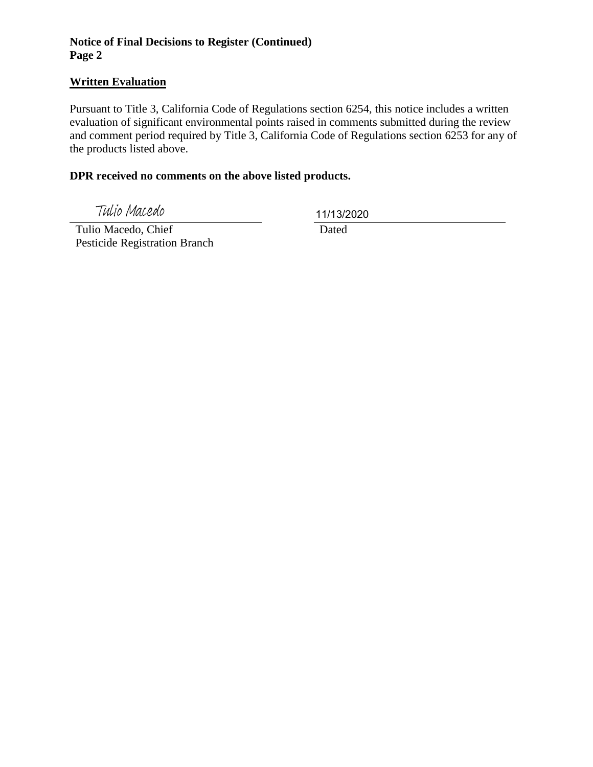**Notice of Final Decisions to Register (Continued)**
**Page 2**

**Written Evaluation**

Pursuant to Title 3, California Code of Regulations section 6254, this notice includes a written evaluation of significant environmental points raised in comments submitted during the review and comment period required by Title 3, California Code of Regulations section 6253 for any of the products listed above.

**DPR received no comments on the above listed products.**

Tulio Macedo

Tulio Macedo, Chief
Pesticide Registration Branch

11/13/2020

Dated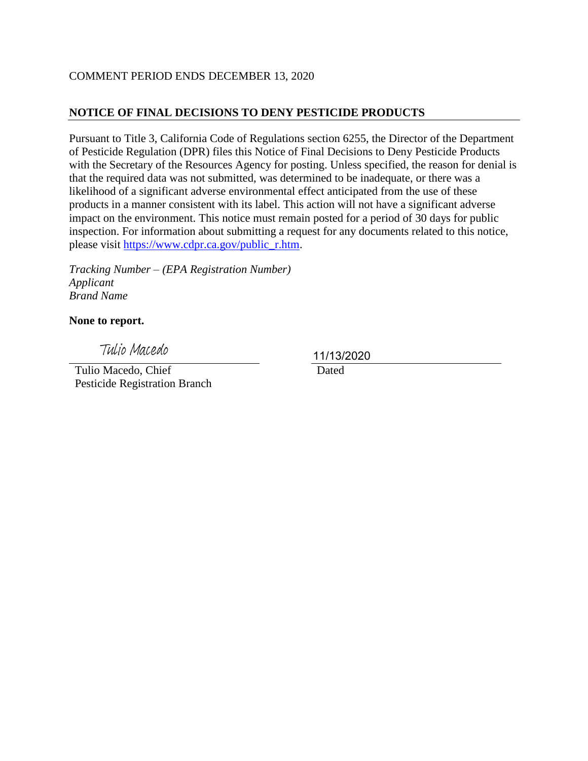COMMENT PERIOD ENDS DECEMBER 13, 2020

## NOTICE OF FINAL DECISIONS TO DENY PESTICIDE PRODUCTS

Pursuant to Title 3, California Code of Regulations section 6255, the Director of the Department of Pesticide Regulation (DPR) files this Notice of Final Decisions to Deny Pesticide Products with the Secretary of the Resources Agency for posting. Unless specified, the reason for denial is that the required data was not submitted, was determined to be inadequate, or there was a likelihood of a significant adverse environmental effect anticipated from the use of these products in a manner consistent with its label. This action will not have a significant adverse impact on the environment. This notice must remain posted for a period of 30 days for public inspection. For information about submitting a request for any documents related to this notice, please visit https://www.cdpr.ca.gov/public_r.htm.

*Tracking Number – (EPA Registration Number)*
*Applicant*
*Brand Name*

**None to report.**

Tulio Macedo

Tulio Macedo, Chief
Pesticide Registration Branch

11/13/2020

Dated